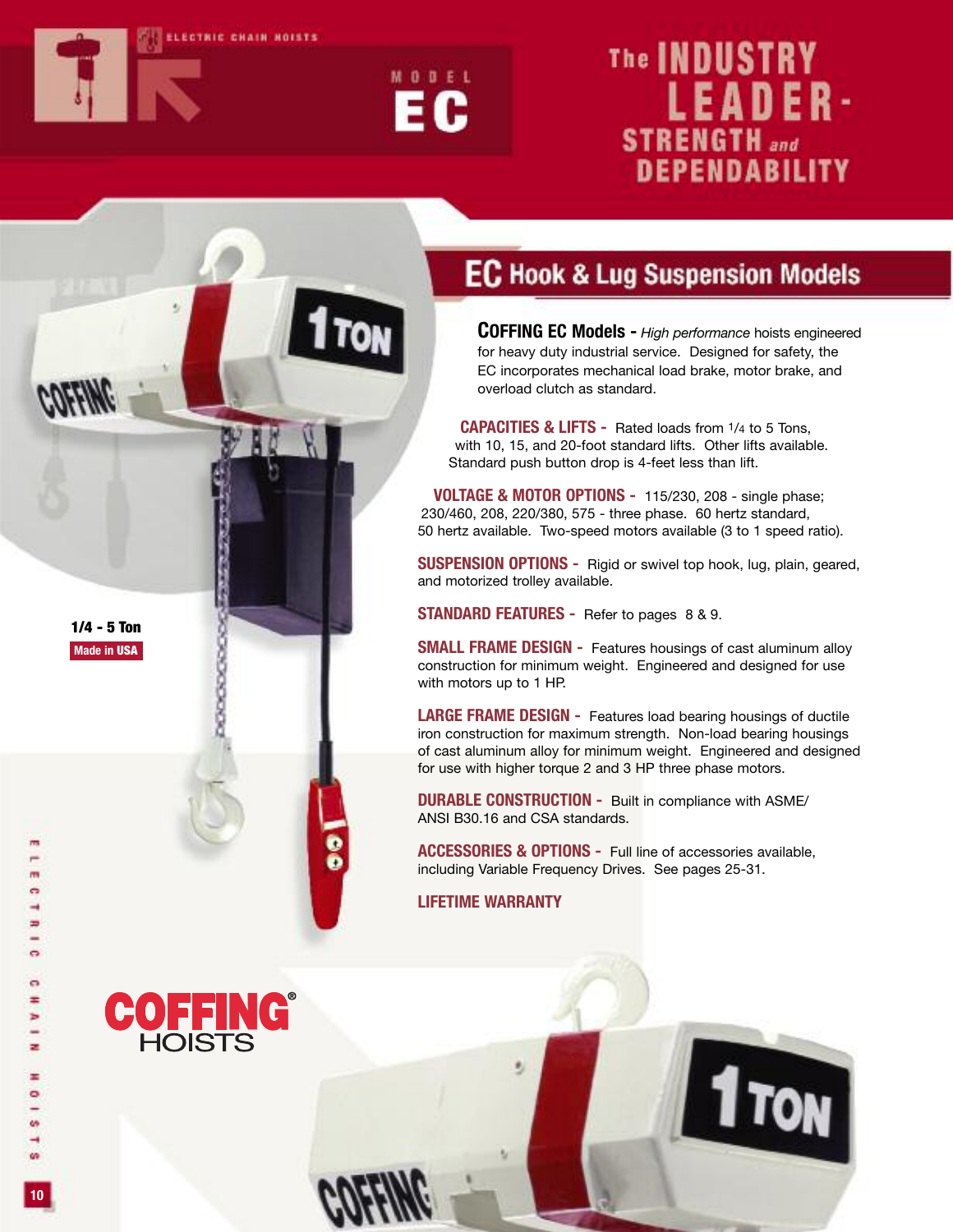ELECTRIC CHAIN HOISTS

MODEL **EC**

# The INDUSTRY LEADER - STRENGTH and DEPENDABILITY

## EC Hook & Lug Suspension Models

**COFFING EC Models -** *High performance* hoists engineered for heavy duty industrial service. Designed for safety, the EC incorporates mechanical load brake, motor brake, and overload clutch as standard.

**CAPACITIES & LIFTS -** Rated loads from 1/4 to 5 Tons, with 10, 15, and 20-foot standard lifts. Other lifts available. Standard push button drop is 4-feet less than lift.

**VOLTAGE & MOTOR OPTIONS -** 115/230, 208 - single phase; 230/460, 208, 220/380, 575 - three phase. 60 hertz standard, 50 hertz available. Two-speed motors available (3 to 1 speed ratio).

**SUSPENSION OPTIONS -** Rigid or swivel top hook, lug, plain, geared, and motorized trolley available.

**STANDARD FEATURES -** Refer to pages 8 & 9.

**SMALL FRAME DESIGN -** Features housings of cast aluminum alloy construction for minimum weight. Engineered and designed for use with motors up to 1 HP.

**LARGE FRAME DESIGN -** Features load bearing housings of ductile iron construction for maximum strength. Non-load bearing housings of cast aluminum alloy for minimum weight. Engineered and designed for use with higher torque 2 and 3 HP three phase motors.

**DURABLE CONSTRUCTION -** Built in compliance with ASME/ ANSI B30.16 and CSA standards.

**ACCESSORIES & OPTIONS -** Full line of accessories available, including Variable Frequency Drives. See pages 25-31.

**LIFETIME WARRANTY**

**1/4 - 5 Ton**

**Made in USA**

COFFING® HOISTS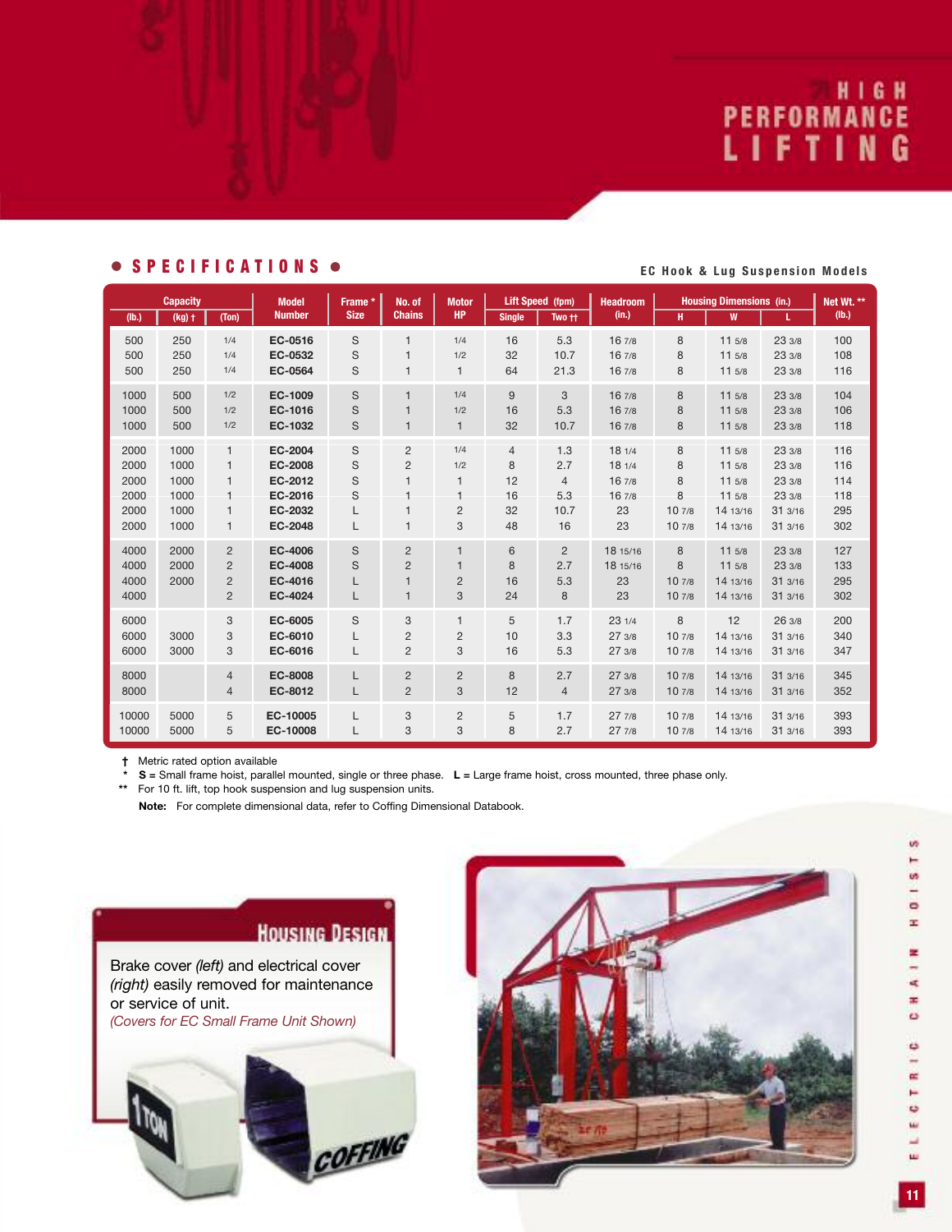# HIGH PERFORMANCE LIFTING

## SPECIFICATIONS

**EC Hook & Lug Suspension Models**

| Capacity (lb.) | Capacity (kg) † | Capacity (Ton) | Model Number | Frame * Size | No. of Chains | Motor HP | Lift Speed (fpm) Single | Lift Speed (fpm) Two †† | Headroom (in.) | Housing Dimensions (in.) H | Housing Dimensions (in.) W | Housing Dimensions (in.) L | Net Wt. ** (lb.) |
|---|---|---|---|---|---|---|---|---|---|---|---|---|---|
| 500 | 250 | 1/4 | EC-0516 | S | 1 | 1/4 | 16 | 5.3 | 16 7/8 | 8 | 11 5/8 | 23 3/8 | 100 |
| 500 | 250 | 1/4 | EC-0532 | S | 1 | 1/2 | 32 | 10.7 | 16 7/8 | 8 | 11 5/8 | 23 3/8 | 108 |
| 500 | 250 | 1/4 | EC-0564 | S | 1 | 1 | 64 | 21.3 | 16 7/8 | 8 | 11 5/8 | 23 3/8 | 116 |
| 1000 | 500 | 1/2 | EC-1009 | S | 1 | 1/4 | 9 | 3 | 16 7/8 | 8 | 11 5/8 | 23 3/8 | 104 |
| 1000 | 500 | 1/2 | EC-1016 | S | 1 | 1/2 | 16 | 5.3 | 16 7/8 | 8 | 11 5/8 | 23 3/8 | 106 |
| 1000 | 500 | 1/2 | EC-1032 | S | 1 | 1 | 32 | 10.7 | 16 7/8 | 8 | 11 5/8 | 23 3/8 | 118 |
| 2000 | 1000 | 1 | EC-2004 | S | 2 | 1/4 | 4 | 1.3 | 18 1/4 | 8 | 11 5/8 | 23 3/8 | 116 |
| 2000 | 1000 | 1 | EC-2008 | S | 2 | 1/2 | 8 | 2.7 | 18 1/4 | 8 | 11 5/8 | 23 3/8 | 116 |
| 2000 | 1000 | 1 | EC-2012 | S | 1 | 1 | 12 | 4 | 16 7/8 | 8 | 11 5/8 | 23 3/8 | 114 |
| 2000 | 1000 | 1 | EC-2016 | S | 1 | 1 | 16 | 5.3 | 16 7/8 | 8 | 11 5/8 | 23 3/8 | 118 |
| 2000 | 1000 | 1 | EC-2032 | L | 1 | 2 | 32 | 10.7 | 23 | 10 7/8 | 14 13/16 | 31 3/16 | 295 |
| 2000 | 1000 | 1 | EC-2048 | L | 1 | 3 | 48 | 16 | 23 | 10 7/8 | 14 13/16 | 31 3/16 | 302 |
| 4000 | 2000 | 2 | EC-4006 | S | 2 | 1 | 6 | 2 | 18 15/16 | 8 | 11 5/8 | 23 3/8 | 127 |
| 4000 | 2000 | 2 | EC-4008 | S | 2 | 1 | 8 | 2.7 | 18 15/16 | 8 | 11 5/8 | 23 3/8 | 133 |
| 4000 | 2000 | 2 | EC-4016 | L | 1 | 2 | 16 | 5.3 | 23 | 10 7/8 | 14 13/16 | 31 3/16 | 295 |
| 4000 | | 2 | EC-4024 | L | 1 | 3 | 24 | 8 | 23 | 10 7/8 | 14 13/16 | 31 3/16 | 302 |
| 6000 | | 3 | EC-6005 | S | 3 | 1 | 5 | 1.7 | 23 1/4 | 8 | 12 | 26 3/8 | 200 |
| 6000 | 3000 | 3 | EC-6010 | L | 2 | 2 | 10 | 3.3 | 27 3/8 | 10 7/8 | 14 13/16 | 31 3/16 | 340 |
| 6000 | 3000 | 3 | EC-6016 | L | 2 | 3 | 16 | 5.3 | 27 3/8 | 10 7/8 | 14 13/16 | 31 3/16 | 347 |
| 8000 | | 4 | EC-8008 | L | 2 | 2 | 8 | 2.7 | 27 3/8 | 10 7/8 | 14 13/16 | 31 3/16 | 345 |
| 8000 | | 4 | EC-8012 | L | 2 | 3 | 12 | 4 | 27 3/8 | 10 7/8 | 14 13/16 | 31 3/16 | 352 |
| 10000 | 5000 | 5 | EC-10005 | L | 3 | 2 | 5 | 1.7 | 27 7/8 | 10 7/8 | 14 13/16 | 31 3/16 | 393 |
| 10000 | 5000 | 5 | EC-10008 | L | 3 | 3 | 8 | 2.7 | 27 7/8 | 10 7/8 | 14 13/16 | 31 3/16 | 393 |

† Metric rated option available

\* **S** = Small frame hoist, parallel mounted, single or three phase. **L** = Large frame hoist, cross mounted, three phase only.

** For 10 ft. lift, top hook suspension and lug suspension units.

**Note:** For complete dimensional data, refer to Coffing Dimensional Databook.

### HOUSING DESIGN

Brake cover *(left)* and electrical cover *(right)* easily removed for maintenance or service of unit.

*(Covers for EC Small Frame Unit Shown)*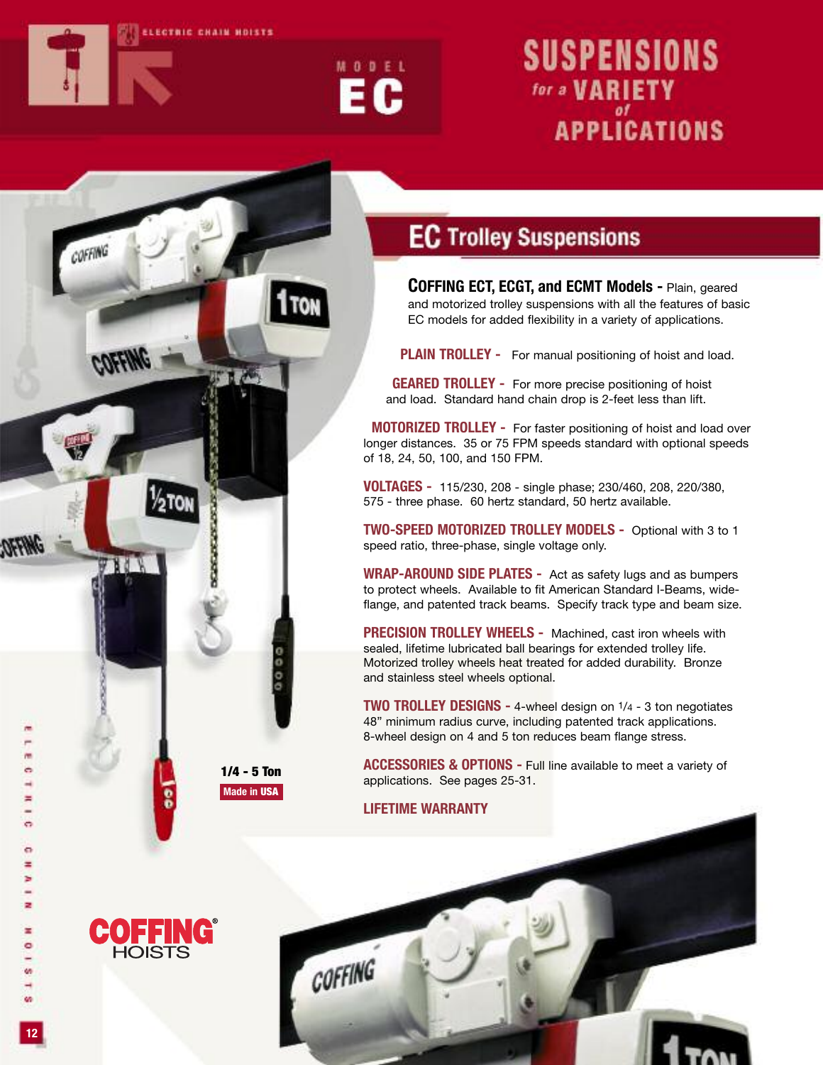# MODEL EC

## SUSPENSIONS for a VARIETY of APPLICATIONS

## EC Trolley Suspensions

**COFFING ECT, ECGT, and ECMT Models -** Plain, geared and motorized trolley suspensions with all the features of basic EC models for added flexibility in a variety of applications.

**PLAIN TROLLEY -** For manual positioning of hoist and load.

**GEARED TROLLEY -** For more precise positioning of hoist and load. Standard hand chain drop is 2-feet less than lift.

**MOTORIZED TROLLEY -** For faster positioning of hoist and load over longer distances. 35 or 75 FPM speeds standard with optional speeds of 18, 24, 50, 100, and 150 FPM.

**VOLTAGES -** 115/230, 208 - single phase; 230/460, 208, 220/380, 575 - three phase. 60 hertz standard, 50 hertz available.

**TWO-SPEED MOTORIZED TROLLEY MODELS -** Optional with 3 to 1 speed ratio, three-phase, single voltage only.

**WRAP-AROUND SIDE PLATES -** Act as safety lugs and as bumpers to protect wheels. Available to fit American Standard I-Beams, wide-flange, and patented track beams. Specify track type and beam size.

**PRECISION TROLLEY WHEELS -** Machined, cast iron wheels with sealed, lifetime lubricated ball bearings for extended trolley life. Motorized trolley wheels heat treated for added durability. Bronze and stainless steel wheels optional.

**TWO TROLLEY DESIGNS -** 4-wheel design on 1/4 - 3 ton negotiates 48" minimum radius curve, including patented track applications. 8-wheel design on 4 and 5 ton reduces beam flange stress.

**ACCESSORIES & OPTIONS -** Full line available to meet a variety of applications. See pages 25-31.

**LIFETIME WARRANTY**

**1/4 - 5 Ton**

**Made in USA**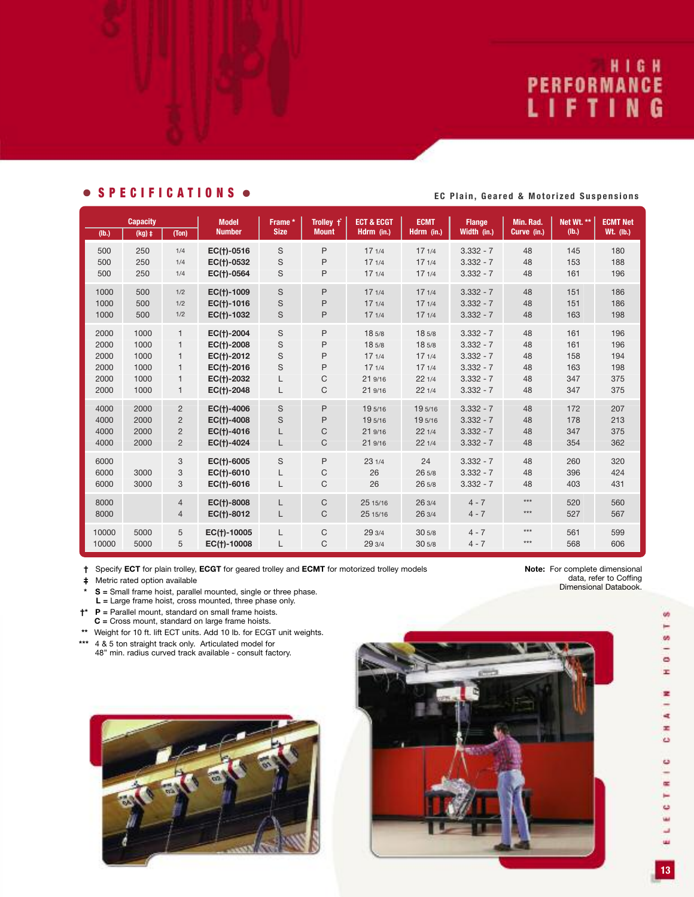# HIGH PERFORMANCE LIFTING

## SPECIFICATIONS

EC Plain, Geared & Motorized Suspensions

| Capacity (lb.) | Capacity (kg) ‡ | Capacity (Ton) | Model Number | Frame * Size | Trolley †* Mount | ECT & ECGT Hdrm (in.) | ECMT Hdrm (in.) | Flange Width (in.) | Min. Rad. Curve (in.) | Net Wt. ** (lb.) | ECMT Net Wt. (lb.) |
|---|---|---|---|---|---|---|---|---|---|---|---|
| 500 | 250 | 1/4 | EC(†)-0516 | S | P | 17 1/4 | 17 1/4 | 3.332 - 7 | 48 | 145 | 180 |
| 500 | 250 | 1/4 | EC(†)-0532 | S | P | 17 1/4 | 17 1/4 | 3.332 - 7 | 48 | 153 | 188 |
| 500 | 250 | 1/4 | EC(†)-0564 | S | P | 17 1/4 | 17 1/4 | 3.332 - 7 | 48 | 161 | 196 |
| 1000 | 500 | 1/2 | EC(†)-1009 | S | P | 17 1/4 | 17 1/4 | 3.332 - 7 | 48 | 151 | 186 |
| 1000 | 500 | 1/2 | EC(†)-1016 | S | P | 17 1/4 | 17 1/4 | 3.332 - 7 | 48 | 151 | 186 |
| 1000 | 500 | 1/2 | EC(†)-1032 | S | P | 17 1/4 | 17 1/4 | 3.332 - 7 | 48 | 163 | 198 |
| 2000 | 1000 | 1 | EC(†)-2004 | S | P | 18 5/8 | 18 5/8 | 3.332 - 7 | 48 | 161 | 196 |
| 2000 | 1000 | 1 | EC(†)-2008 | S | P | 18 5/8 | 18 5/8 | 3.332 - 7 | 48 | 161 | 196 |
| 2000 | 1000 | 1 | EC(†)-2012 | S | P | 17 1/4 | 17 1/4 | 3.332 - 7 | 48 | 158 | 194 |
| 2000 | 1000 | 1 | EC(†)-2016 | S | P | 17 1/4 | 17 1/4 | 3.332 - 7 | 48 | 163 | 198 |
| 2000 | 1000 | 1 | EC(†)-2032 | L | C | 21 9/16 | 22 1/4 | 3.332 - 7 | 48 | 347 | 375 |
| 2000 | 1000 | 1 | EC(†)-2048 | L | C | 21 9/16 | 22 1/4 | 3.332 - 7 | 48 | 347 | 375 |
| 4000 | 2000 | 2 | EC(†)-4006 | S | P | 19 5/16 | 19 5/16 | 3.332 - 7 | 48 | 172 | 207 |
| 4000 | 2000 | 2 | EC(†)-4008 | S | P | 19 5/16 | 19 5/16 | 3.332 - 7 | 48 | 178 | 213 |
| 4000 | 2000 | 2 | EC(†)-4016 | L | C | 21 9/16 | 22 1/4 | 3.332 - 7 | 48 | 347 | 375 |
| 4000 | 2000 | 2 | EC(†)-4024 | L | C | 21 9/16 | 22 1/4 | 3.332 - 7 | 48 | 354 | 362 |
| 6000 | | 3 | EC(†)-6005 | S | P | 23 1/4 | 24 | 3.332 - 7 | 48 | 260 | 320 |
| 6000 | 3000 | 3 | EC(†)-6010 | L | C | 26 | 26 5/8 | 3.332 - 7 | 48 | 396 | 424 |
| 6000 | 3000 | 3 | EC(†)-6016 | L | C | 26 | 26 5/8 | 3.332 - 7 | 48 | 403 | 431 |
| 8000 | | 4 | EC(†)-8008 | L | C | 25 15/16 | 26 3/4 | 4 - 7 | *** | 520 | 560 |
| 8000 | | 4 | EC(†)-8012 | L | C | 25 15/16 | 26 3/4 | 4 - 7 | *** | 527 | 567 |
| 10000 | 5000 | 5 | EC(†)-10005 | L | C | 29 3/4 | 30 5/8 | 4 - 7 | *** | 561 | 599 |
| 10000 | 5000 | 5 | EC(†)-10008 | L | C | 29 3/4 | 30 5/8 | 4 - 7 | *** | 568 | 606 |

† Specify **ECT** for plain trolley, **ECGT** for geared trolley and **ECMT** for motorized trolley models

‡ Metric rated option available

\* **S** = Small frame hoist, parallel mounted, single or three phase.
**L** = Large frame hoist, cross mounted, three phase only.

†* **P** = Parallel mount, standard on small frame hoists.
**C** = Cross mount, standard on large frame hoists.

** Weight for 10 ft. lift ECT units. Add 10 lb. for ECGT unit weights.

*** 4 & 5 ton straight track only. Articulated model for 48" min. radius curved track available - consult factory.

**Note:** For complete dimensional data, refer to Coffing Dimensional Databook.

ELECTRIC CHAIN HOISTS